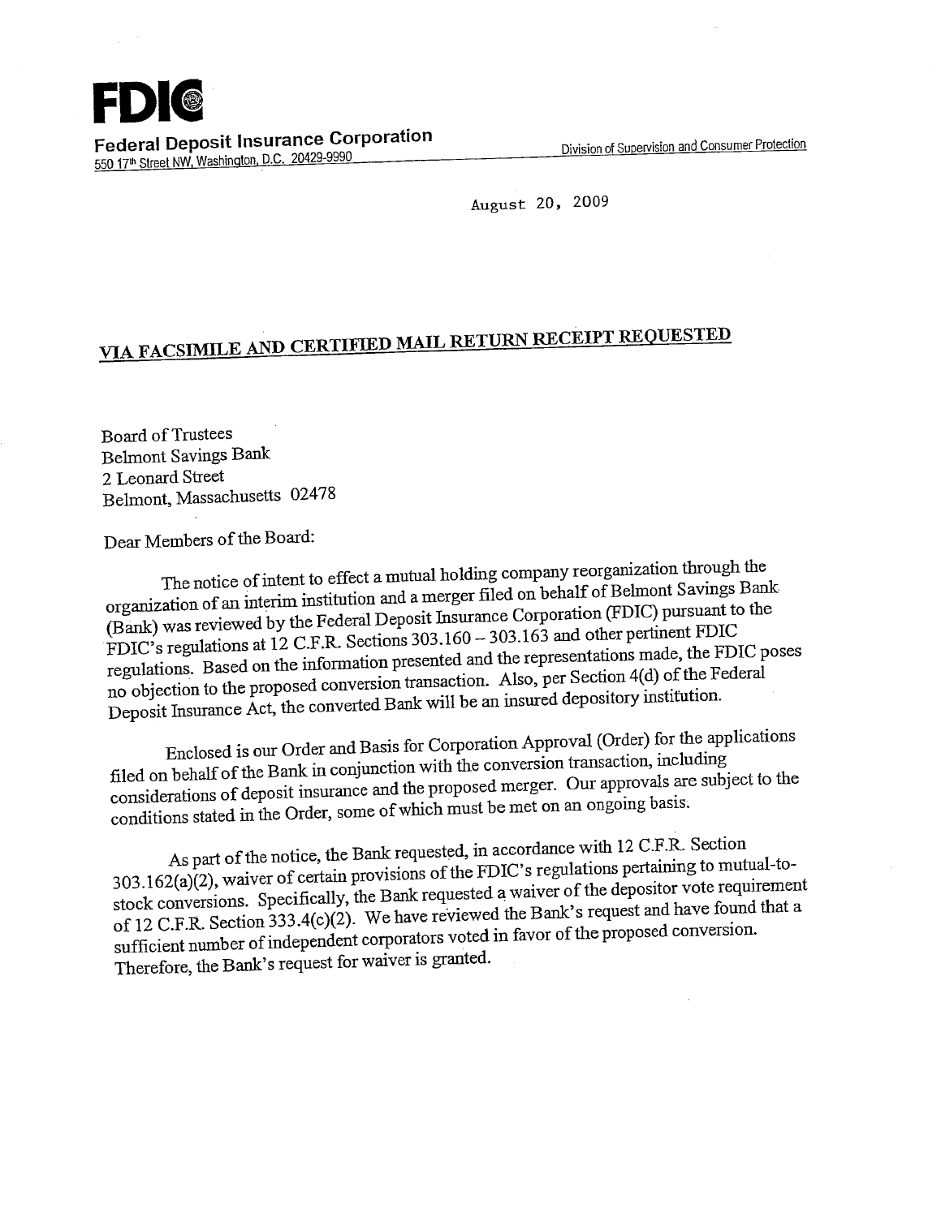**FDIC**

**Federal Deposit Insurance Corporation**
550 17th Street NW, Washington, D.C. 20429-9990

Division of Supervision and Consumer Protection

August 20, 2009

**VIA FACSIMILE AND CERTIFIED MAIL RETURN RECEIPT REQUESTED**

Board of Trustees
Belmont Savings Bank
2 Leonard Street
Belmont, Massachusetts 02478

Dear Members of the Board:

The notice of intent to effect a mutual holding company reorganization through the organization of an interim institution and a merger filed on behalf of Belmont Savings Bank (Bank) was reviewed by the Federal Deposit Insurance Corporation (FDIC) pursuant to the FDIC's regulations at 12 C.F.R. Sections 303.160 – 303.163 and other pertinent FDIC regulations. Based on the information presented and the representations made, the FDIC poses no objection to the proposed conversion transaction. Also, per Section 4(d) of the Federal Deposit Insurance Act, the converted Bank will be an insured depository institution.

Enclosed is our Order and Basis for Corporation Approval (Order) for the applications filed on behalf of the Bank in conjunction with the conversion transaction, including considerations of deposit insurance and the proposed merger. Our approvals are subject to the conditions stated in the Order, some of which must be met on an ongoing basis.

As part of the notice, the Bank requested, in accordance with 12 C.F.R. Section 303.162(a)(2), waiver of certain provisions of the FDIC's regulations pertaining to mutual-to-stock conversions. Specifically, the Bank requested a waiver of the depositor vote requirement of 12 C.F.R. Section 333.4(c)(2). We have reviewed the Bank's request and have found that a sufficient number of independent corporators voted in favor of the proposed conversion. Therefore, the Bank's request for waiver is granted.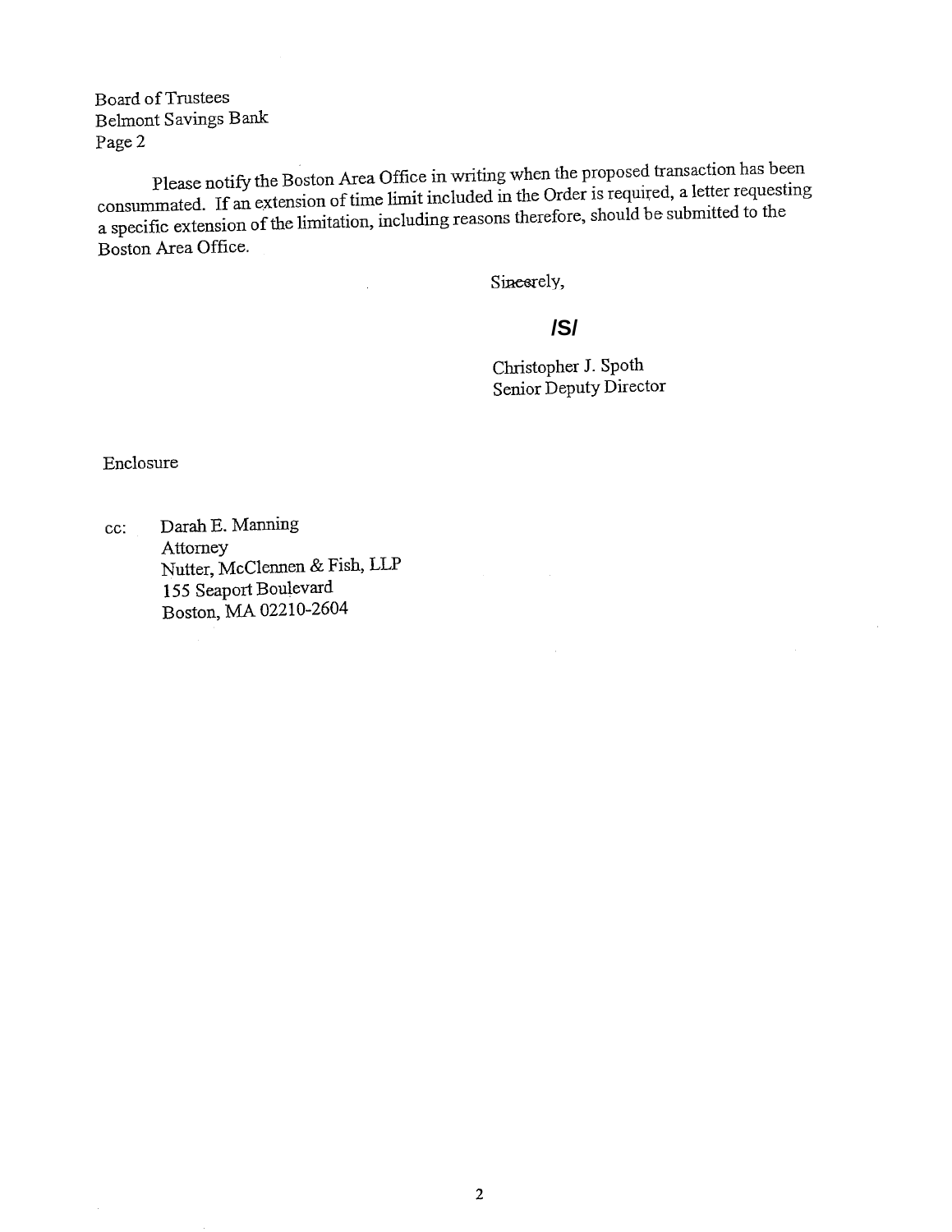Board of Trustees
Belmont Savings Bank
Page 2

Please notify the Boston Area Office in writing when the proposed transaction has been consummated. If an extension of time limit included in the Order is required, a letter requesting a specific extension of the limitation, including reasons therefore, should be submitted to the Boston Area Office.

Sincerely,

**/S/**

Christopher J. Spoth
Senior Deputy Director

Enclosure

cc: Darah E. Manning
Attorney
Nutter, McClennen & Fish, LLP
155 Seaport Boulevard
Boston, MA 02210-2604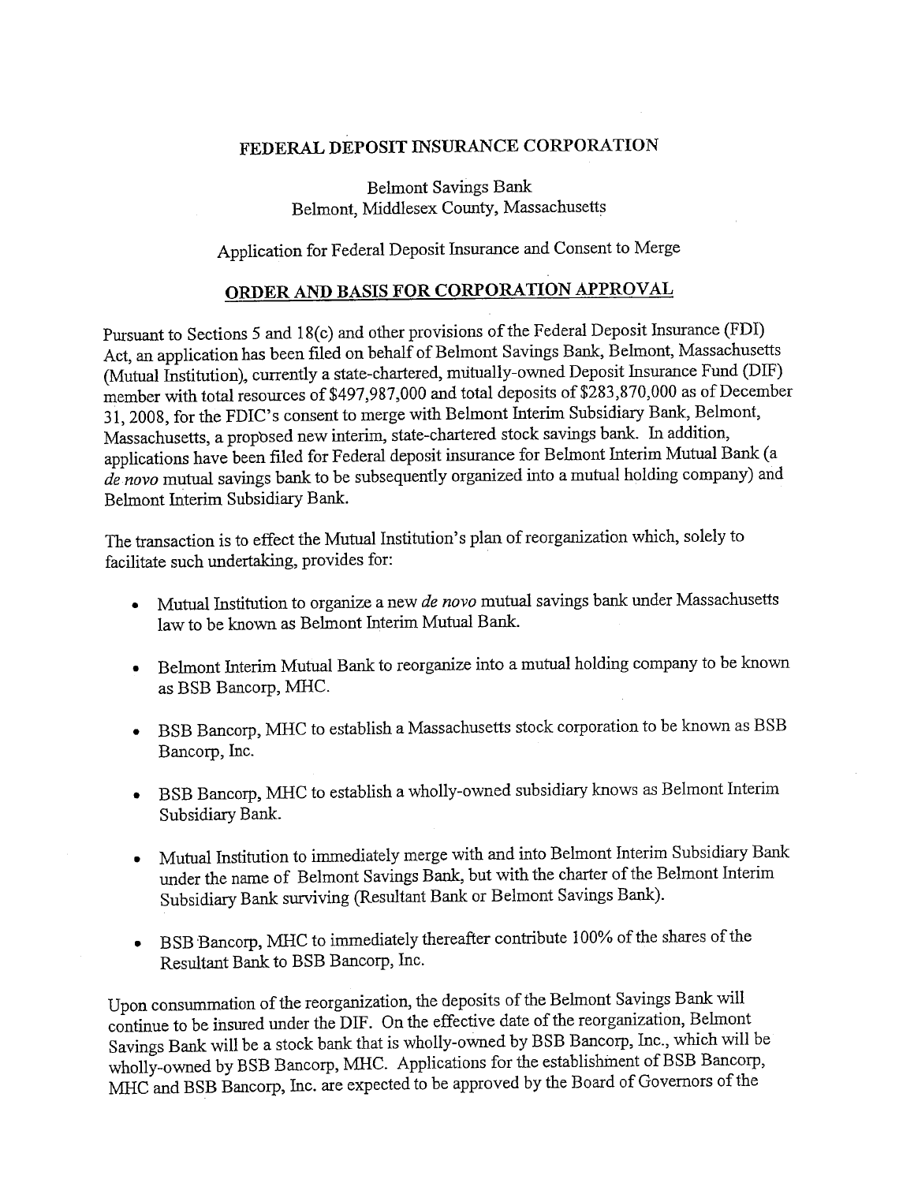**FEDERAL DEPOSIT INSURANCE CORPORATION**

Belmont Savings Bank
Belmont, Middlesex County, Massachusetts

Application for Federal Deposit Insurance and Consent to Merge

## ORDER AND BASIS FOR CORPORATION APPROVAL

Pursuant to Sections 5 and 18(c) and other provisions of the Federal Deposit Insurance (FDI) Act, an application has been filed on behalf of Belmont Savings Bank, Belmont, Massachusetts (Mutual Institution), currently a state-chartered, mutually-owned Deposit Insurance Fund (DIF) member with total resources of $497,987,000 and total deposits of $283,870,000 as of December 31, 2008, for the FDIC's consent to merge with Belmont Interim Subsidiary Bank, Belmont, Massachusetts, a proposed new interim, state-chartered stock savings bank. In addition, applications have been filed for Federal deposit insurance for Belmont Interim Mutual Bank (a *de novo* mutual savings bank to be subsequently organized into a mutual holding company) and Belmont Interim Subsidiary Bank.

The transaction is to effect the Mutual Institution's plan of reorganization which, solely to facilitate such undertaking, provides for:

- Mutual Institution to organize a new *de novo* mutual savings bank under Massachusetts law to be known as Belmont Interim Mutual Bank.
- Belmont Interim Mutual Bank to reorganize into a mutual holding company to be known as BSB Bancorp, MHC.
- BSB Bancorp, MHC to establish a Massachusetts stock corporation to be known as BSB Bancorp, Inc.
- BSB Bancorp, MHC to establish a wholly-owned subsidiary knows as Belmont Interim Subsidiary Bank.
- Mutual Institution to immediately merge with and into Belmont Interim Subsidiary Bank under the name of Belmont Savings Bank, but with the charter of the Belmont Interim Subsidiary Bank surviving (Resultant Bank or Belmont Savings Bank).
- BSB Bancorp, MHC to immediately thereafter contribute 100% of the shares of the Resultant Bank to BSB Bancorp, Inc.

Upon consummation of the reorganization, the deposits of the Belmont Savings Bank will continue to be insured under the DIF. On the effective date of the reorganization, Belmont Savings Bank will be a stock bank that is wholly-owned by BSB Bancorp, Inc., which will be wholly-owned by BSB Bancorp, MHC. Applications for the establishment of BSB Bancorp, MHC and BSB Bancorp, Inc. are expected to be approved by the Board of Governors of the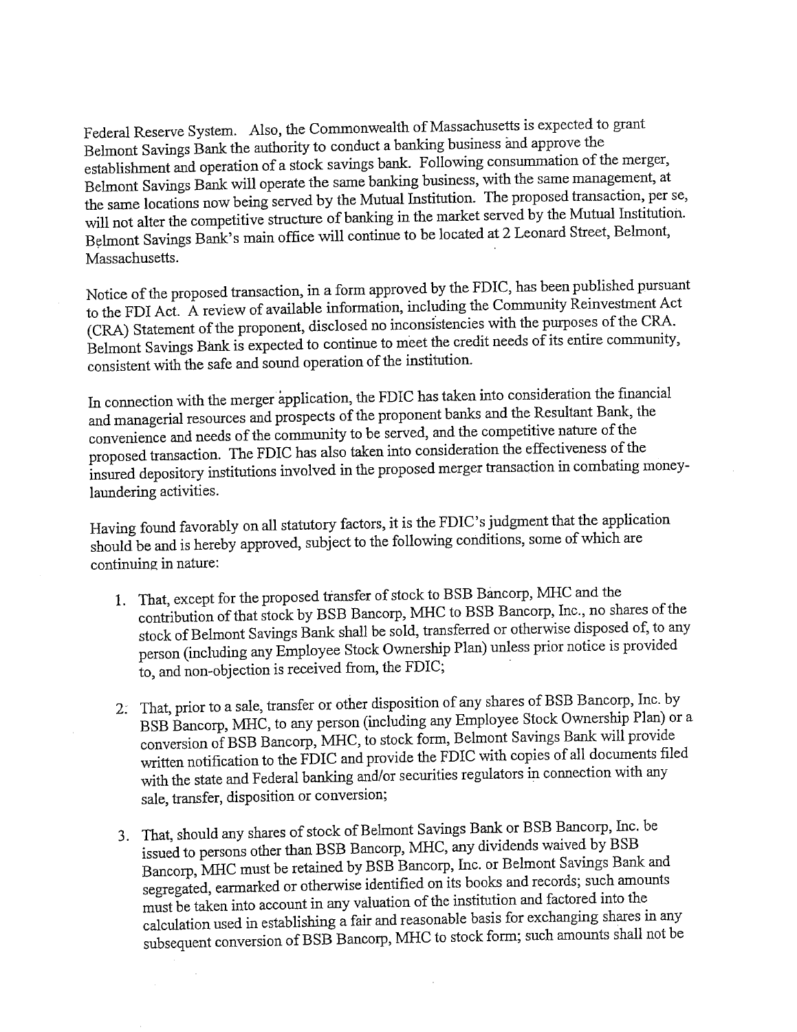Federal Reserve System. Also, the Commonwealth of Massachusetts is expected to grant Belmont Savings Bank the authority to conduct a banking business and approve the establishment and operation of a stock savings bank. Following consummation of the merger, Belmont Savings Bank will operate the same banking business, with the same management, at the same locations now being served by the Mutual Institution. The proposed transaction, per se, will not alter the competitive structure of banking in the market served by the Mutual Institution. Belmont Savings Bank's main office will continue to be located at 2 Leonard Street, Belmont, Massachusetts.

Notice of the proposed transaction, in a form approved by the FDIC, has been published pursuant to the FDI Act. A review of available information, including the Community Reinvestment Act (CRA) Statement of the proponent, disclosed no inconsistencies with the purposes of the CRA. Belmont Savings Bank is expected to continue to meet the credit needs of its entire community, consistent with the safe and sound operation of the institution.

In connection with the merger application, the FDIC has taken into consideration the financial and managerial resources and prospects of the proponent banks and the Resultant Bank, the convenience and needs of the community to be served, and the competitive nature of the proposed transaction. The FDIC has also taken into consideration the effectiveness of the insured depository institutions involved in the proposed merger transaction in combating money-laundering activities.

Having found favorably on all statutory factors, it is the FDIC's judgment that the application should be and is hereby approved, subject to the following conditions, some of which are continuing in nature:

1. That, except for the proposed transfer of stock to BSB Bancorp, MHC and the contribution of that stock by BSB Bancorp, MHC to BSB Bancorp, Inc., no shares of the stock of Belmont Savings Bank shall be sold, transferred or otherwise disposed of, to any person (including any Employee Stock Ownership Plan) unless prior notice is provided to, and non-objection is received from, the FDIC;

2. That, prior to a sale, transfer or other disposition of any shares of BSB Bancorp, Inc. by BSB Bancorp, MHC, to any person (including any Employee Stock Ownership Plan) or a conversion of BSB Bancorp, MHC, to stock form, Belmont Savings Bank will provide written notification to the FDIC and provide the FDIC with copies of all documents filed with the state and Federal banking and/or securities regulators in connection with any sale, transfer, disposition or conversion;

3. That, should any shares of stock of Belmont Savings Bank or BSB Bancorp, Inc. be issued to persons other than BSB Bancorp, MHC, any dividends waived by BSB Bancorp, MHC must be retained by BSB Bancorp, Inc. or Belmont Savings Bank and segregated, earmarked or otherwise identified on its books and records; such amounts must be taken into account in any valuation of the institution and factored into the calculation used in establishing a fair and reasonable basis for exchanging shares in any subsequent conversion of BSB Bancorp, MHC to stock form; such amounts shall not be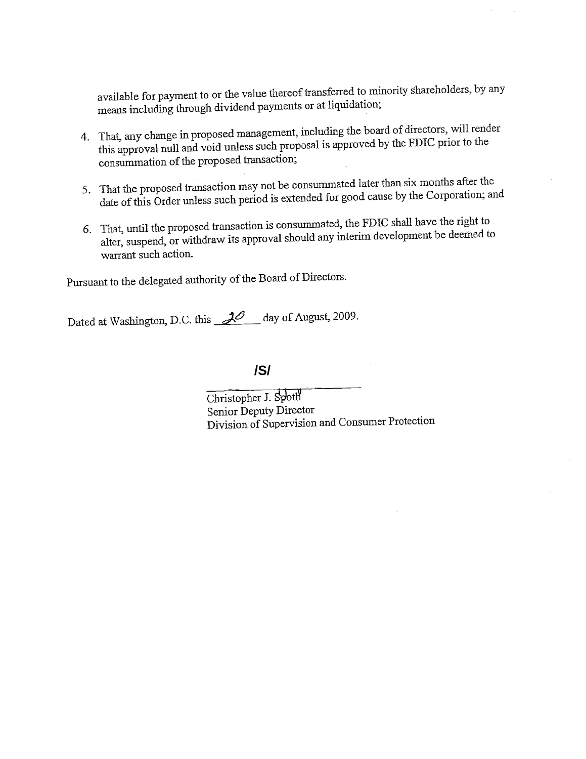available for payment to or the value thereof transferred to minority shareholders, by any means including through dividend payments or at liquidation;

4. That, any change in proposed management, including the board of directors, will render this approval null and void unless such proposal is approved by the FDIC prior to the consummation of the proposed transaction;

5. That the proposed transaction may not be consummated later than six months after the date of this Order unless such period is extended for good cause by the Corporation; and

6. That, until the proposed transaction is consummated, the FDIC shall have the right to alter, suspend, or withdraw its approval should any interim development be deemed to warrant such action.

Pursuant to the delegated authority of the Board of Directors.

Dated at Washington, D.C. this 20 day of August, 2009.

/S/

Christopher J. Spoth
Senior Deputy Director
Division of Supervision and Consumer Protection